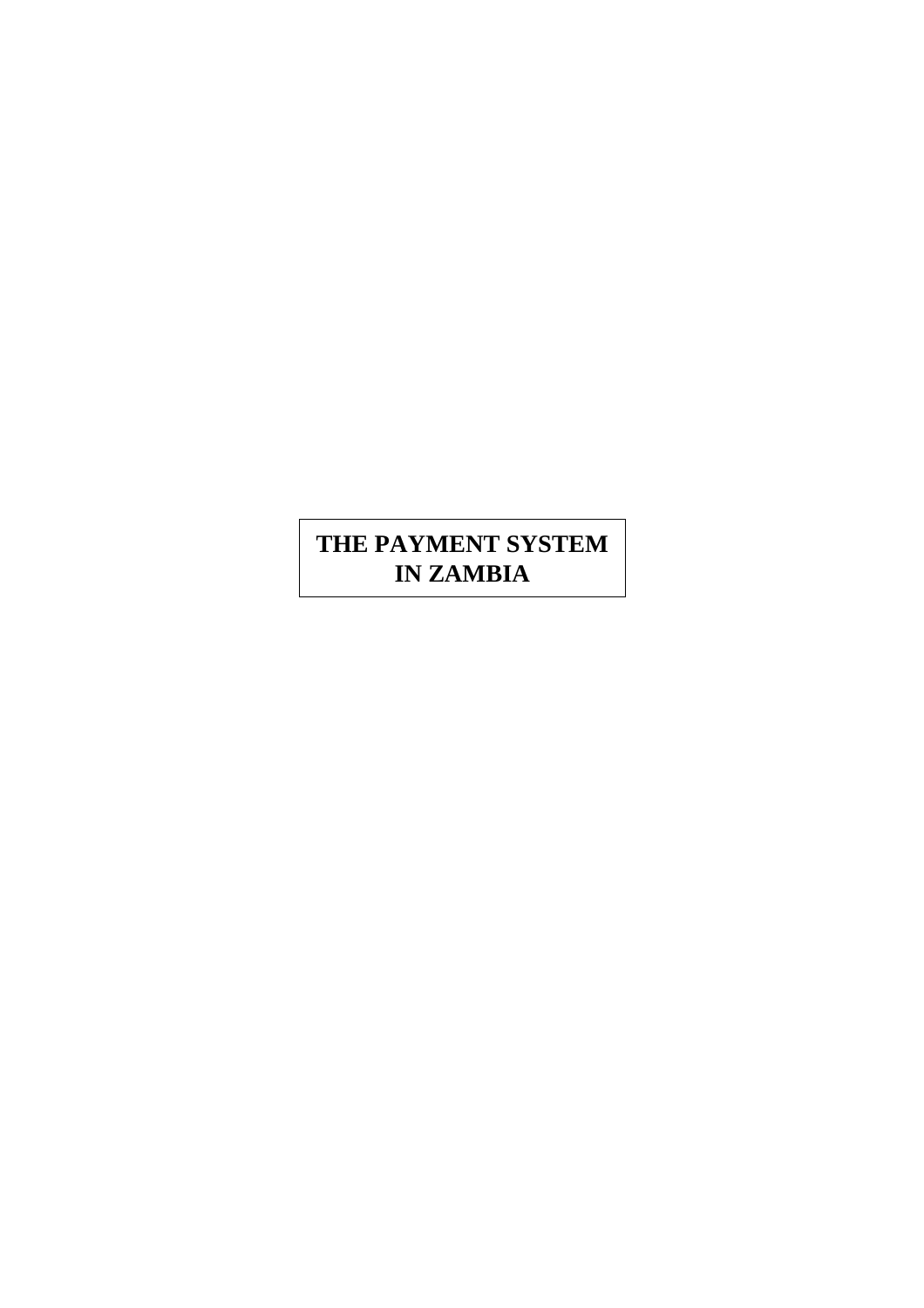# THE PAYMENT SYSTEM IN ZAMBIA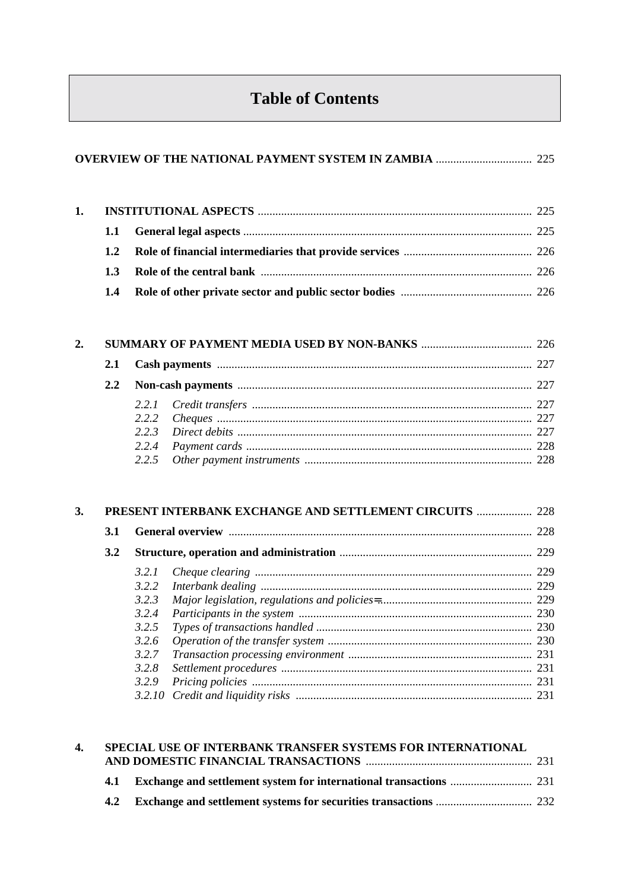# Table of Contents

**OVERVIEW OF THE NATIONAL PAYMENT SYSTEM IN ZAMBIA** ................................ 225

**1. INSTITUTIONAL ASPECTS** ................................ 225

- **1.1 General legal aspects** ................................ 225
- **1.2 Role of financial intermediaries that provide services** ................................ 226
- **1.3 Role of the central bank** ................................ 226
- **1.4 Role of other private sector and public sector bodies** ................................ 226

**2. SUMMARY OF PAYMENT MEDIA USED BY NON-BANKS** ................................ 226

- **2.1 Cash payments** ................................ 227
- **2.2 Non-cash payments** ................................ 227
  - *2.2.1 Credit transfers* ................................ 227
  - *2.2.2 Cheques* ................................ 227
  - *2.2.3 Direct debits* ................................ 227
  - *2.2.4 Payment cards* ................................ 228
  - *2.2.5 Other payment instruments* ................................ 228

**3. PRESENT INTERBANK EXCHANGE AND SETTLEMENT CIRCUITS** ................................ 228

- **3.1 General overview** ................................ 228
- **3.2 Structure, operation and administration** ................................ 229
  - *3.2.1 Cheque clearing* ................................ 229
  - *3.2.2 Interbank dealing* ................................ 229
  - *3.2.3 Major legislation, regulations and policies* ................................ 229
  - *3.2.4 Participants in the system* ................................ 230
  - *3.2.5 Types of transactions handled* ................................ 230
  - *3.2.6 Operation of the transfer system* ................................ 230
  - *3.2.7 Transaction processing environment* ................................ 231
  - *3.2.8 Settlement procedures* ................................ 231
  - *3.2.9 Pricing policies* ................................ 231
  - *3.2.10 Credit and liquidity risks* ................................ 231

**4. SPECIAL USE OF INTERBANK TRANSFER SYSTEMS FOR INTERNATIONAL AND DOMESTIC FINANCIAL TRANSACTIONS** ................................ 231

- **4.1 Exchange and settlement system for international transactions** ................................ 231
- **4.2 Exchange and settlement systems for securities transactions** ................................ 232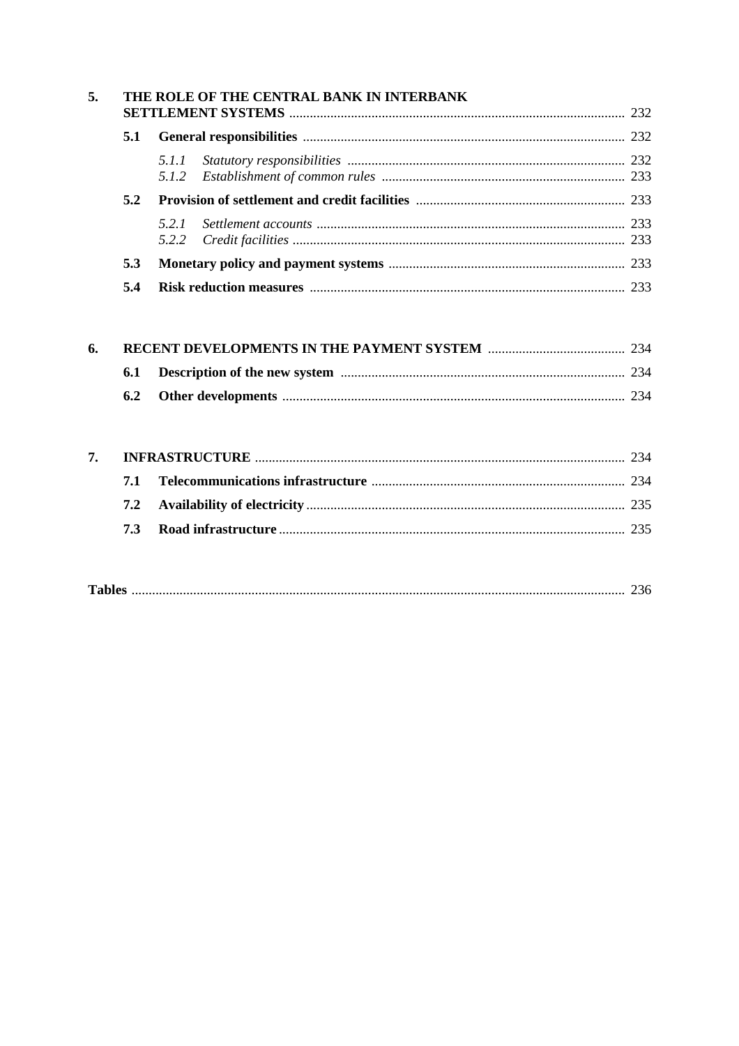**5. THE ROLE OF THE CENTRAL BANK IN INTERBANK SETTLEMENT SYSTEMS** .......... 232

- **5.1 General responsibilities** .......... 232
  - *5.1.1 Statutory responsibilities* .......... 232
  - *5.1.2 Establishment of common rules* .......... 233
- **5.2 Provision of settlement and credit facilities** .......... 233
  - *5.2.1 Settlement accounts* .......... 233
  - *5.2.2 Credit facilities* .......... 233
- **5.3 Monetary policy and payment systems** .......... 233
- **5.4 Risk reduction measures** .......... 233

**6. RECENT DEVELOPMENTS IN THE PAYMENT SYSTEM** .......... 234

- **6.1 Description of the new system** .......... 234
- **6.2 Other developments** .......... 234

**7. INFRASTRUCTURE** .......... 234

- **7.1 Telecommunications infrastructure** .......... 234
- **7.2 Availability of electricity** .......... 235
- **7.3 Road infrastructure** .......... 235

**Tables** .......... 236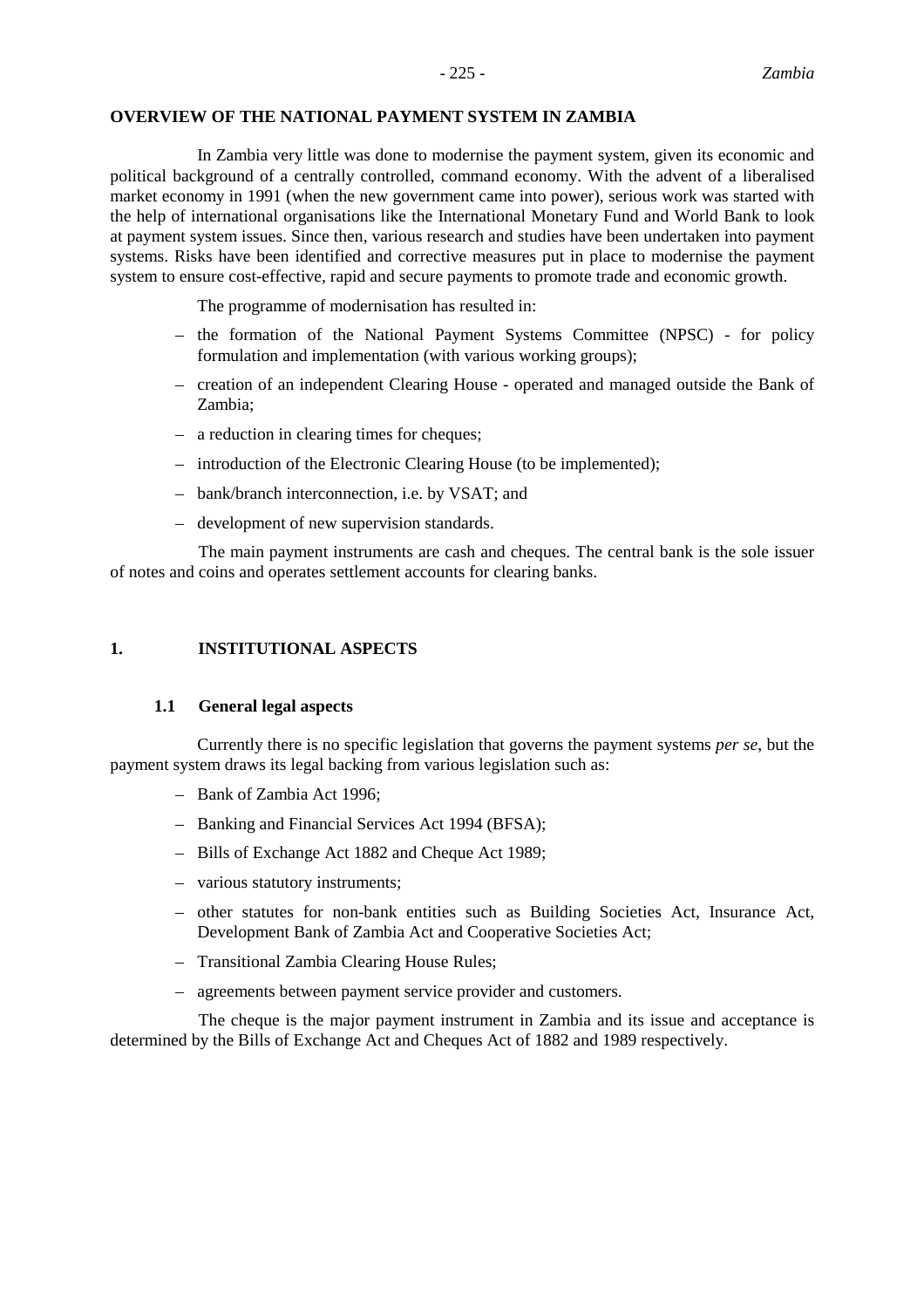## OVERVIEW OF THE NATIONAL PAYMENT SYSTEM IN ZAMBIA

In Zambia very little was done to modernise the payment system, given its economic and political background of a centrally controlled, command economy. With the advent of a liberalised market economy in 1991 (when the new government came into power), serious work was started with the help of international organisations like the International Monetary Fund and World Bank to look at payment system issues. Since then, various research and studies have been undertaken into payment systems. Risks have been identified and corrective measures put in place to modernise the payment system to ensure cost-effective, rapid and secure payments to promote trade and economic growth.

The programme of modernisation has resulted in:

- the formation of the National Payment Systems Committee (NPSC) - for policy formulation and implementation (with various working groups);
- creation of an independent Clearing House - operated and managed outside the Bank of Zambia;
- a reduction in clearing times for cheques;
- introduction of the Electronic Clearing House (to be implemented);
- bank/branch interconnection, i.e. by VSAT; and
- development of new supervision standards.

The main payment instruments are cash and cheques. The central bank is the sole issuer of notes and coins and operates settlement accounts for clearing banks.

## 1. INSTITUTIONAL ASPECTS

### 1.1 General legal aspects

Currently there is no specific legislation that governs the payment systems *per se*, but the payment system draws its legal backing from various legislation such as:

- Bank of Zambia Act 1996;
- Banking and Financial Services Act 1994 (BFSA);
- Bills of Exchange Act 1882 and Cheque Act 1989;
- various statutory instruments;
- other statutes for non-bank entities such as Building Societies Act, Insurance Act, Development Bank of Zambia Act and Cooperative Societies Act;
- Transitional Zambia Clearing House Rules;
- agreements between payment service provider and customers.

The cheque is the major payment instrument in Zambia and its issue and acceptance is determined by the Bills of Exchange Act and Cheques Act of 1882 and 1989 respectively.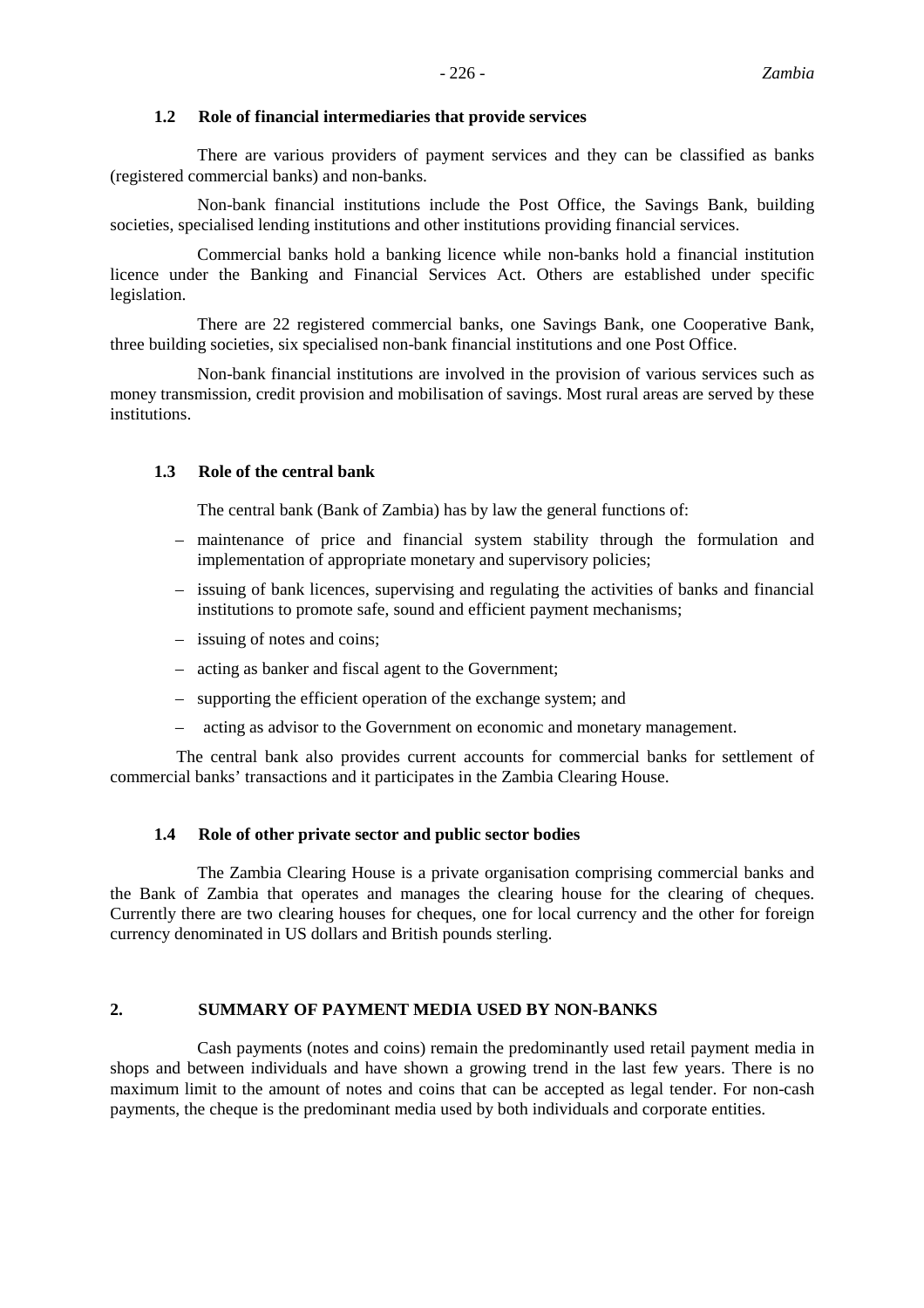### 1.2 Role of financial intermediaries that provide services

There are various providers of payment services and they can be classified as banks (registered commercial banks) and non-banks.

Non-bank financial institutions include the Post Office, the Savings Bank, building societies, specialised lending institutions and other institutions providing financial services.

Commercial banks hold a banking licence while non-banks hold a financial institution licence under the Banking and Financial Services Act. Others are established under specific legislation.

There are 22 registered commercial banks, one Savings Bank, one Cooperative Bank, three building societies, six specialised non-bank financial institutions and one Post Office.

Non-bank financial institutions are involved in the provision of various services such as money transmission, credit provision and mobilisation of savings. Most rural areas are served by these institutions.

### 1.3 Role of the central bank

The central bank (Bank of Zambia) has by law the general functions of:

- maintenance of price and financial system stability through the formulation and implementation of appropriate monetary and supervisory policies;
- issuing of bank licences, supervising and regulating the activities of banks and financial institutions to promote safe, sound and efficient payment mechanisms;
- issuing of notes and coins;
- acting as banker and fiscal agent to the Government;
- supporting the efficient operation of the exchange system; and
- acting as advisor to the Government on economic and monetary management.

The central bank also provides current accounts for commercial banks for settlement of commercial banks' transactions and it participates in the Zambia Clearing House.

### 1.4 Role of other private sector and public sector bodies

The Zambia Clearing House is a private organisation comprising commercial banks and the Bank of Zambia that operates and manages the clearing house for the clearing of cheques. Currently there are two clearing houses for cheques, one for local currency and the other for foreign currency denominated in US dollars and British pounds sterling.

## 2. SUMMARY OF PAYMENT MEDIA USED BY NON-BANKS

Cash payments (notes and coins) remain the predominantly used retail payment media in shops and between individuals and have shown a growing trend in the last few years. There is no maximum limit to the amount of notes and coins that can be accepted as legal tender. For non-cash payments, the cheque is the predominant media used by both individuals and corporate entities.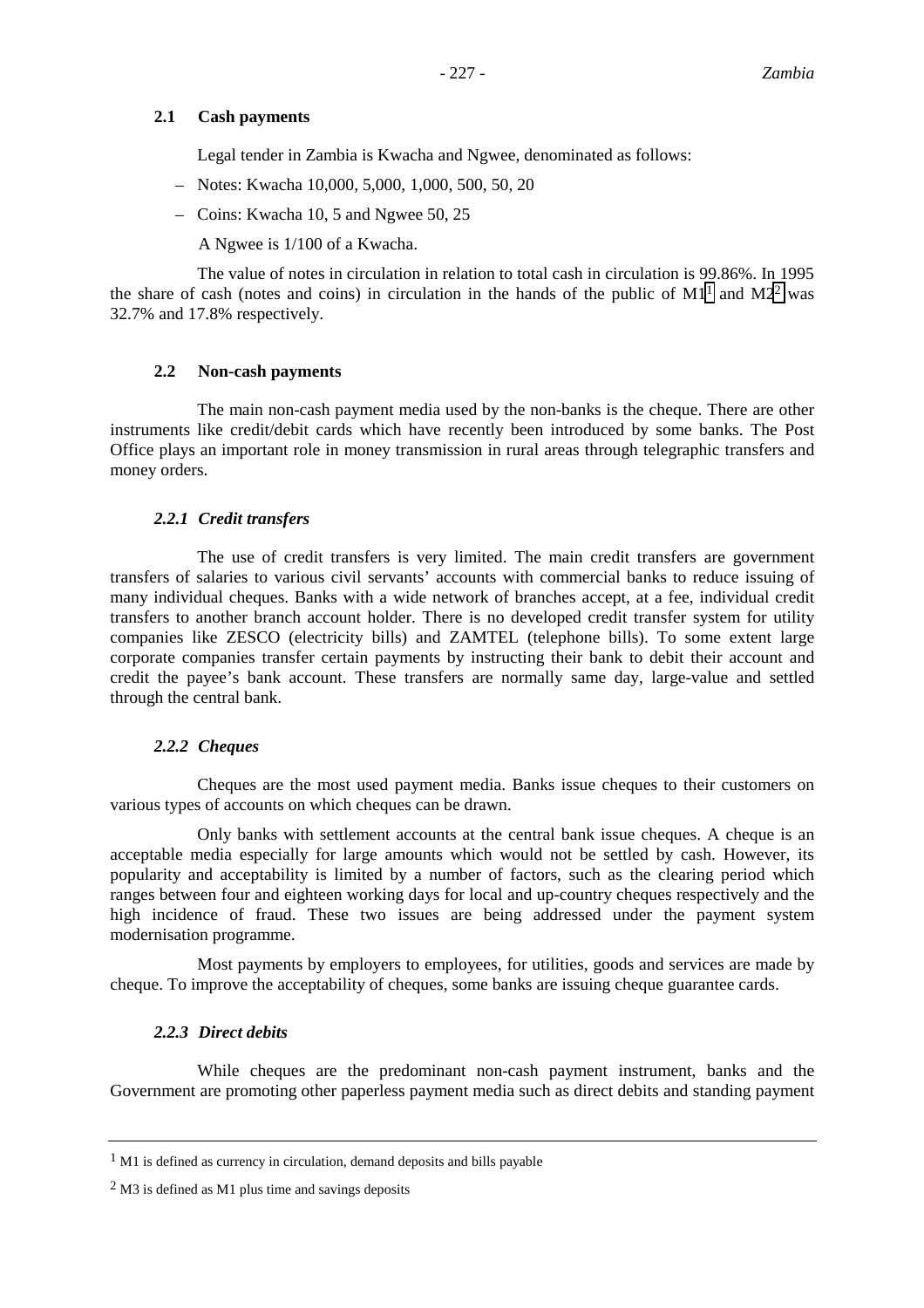### 2.1 Cash payments

Legal tender in Zambia is Kwacha and Ngwee, denominated as follows:

- Notes: Kwacha 10,000, 5,000, 1,000, 500, 50, 20
- Coins: Kwacha 10, 5 and Ngwee 50, 25

A Ngwee is 1/100 of a Kwacha.

The value of notes in circulation in relation to total cash in circulation is 99.86%. In 1995 the share of cash (notes and coins) in circulation in the hands of the public of M1[1] and M2[2] was 32.7% and 17.8% respectively.

### 2.2 Non-cash payments

The main non-cash payment media used by the non-banks is the cheque. There are other instruments like credit/debit cards which have recently been introduced by some banks. The Post Office plays an important role in money transmission in rural areas through telegraphic transfers and money orders.

#### *2.2.1 Credit transfers*

The use of credit transfers is very limited. The main credit transfers are government transfers of salaries to various civil servants' accounts with commercial banks to reduce issuing of many individual cheques. Banks with a wide network of branches accept, at a fee, individual credit transfers to another branch account holder. There is no developed credit transfer system for utility companies like ZESCO (electricity bills) and ZAMTEL (telephone bills). To some extent large corporate companies transfer certain payments by instructing their bank to debit their account and credit the payee's bank account. These transfers are normally same day, large-value and settled through the central bank.

#### *2.2.2 Cheques*

Cheques are the most used payment media. Banks issue cheques to their customers on various types of accounts on which cheques can be drawn.

Only banks with settlement accounts at the central bank issue cheques. A cheque is an acceptable media especially for large amounts which would not be settled by cash. However, its popularity and acceptability is limited by a number of factors, such as the clearing period which ranges between four and eighteen working days for local and up-country cheques respectively and the high incidence of fraud. These two issues are being addressed under the payment system modernisation programme.

Most payments by employers to employees, for utilities, goods and services are made by cheque. To improve the acceptability of cheques, some banks are issuing cheque guarantee cards.

#### *2.2.3 Direct debits*

While cheques are the predominant non-cash payment instrument, banks and the Government are promoting other paperless payment media such as direct debits and standing payment

---

[1] M1 is defined as currency in circulation, demand deposits and bills payable

[2] M3 is defined as M1 plus time and savings deposits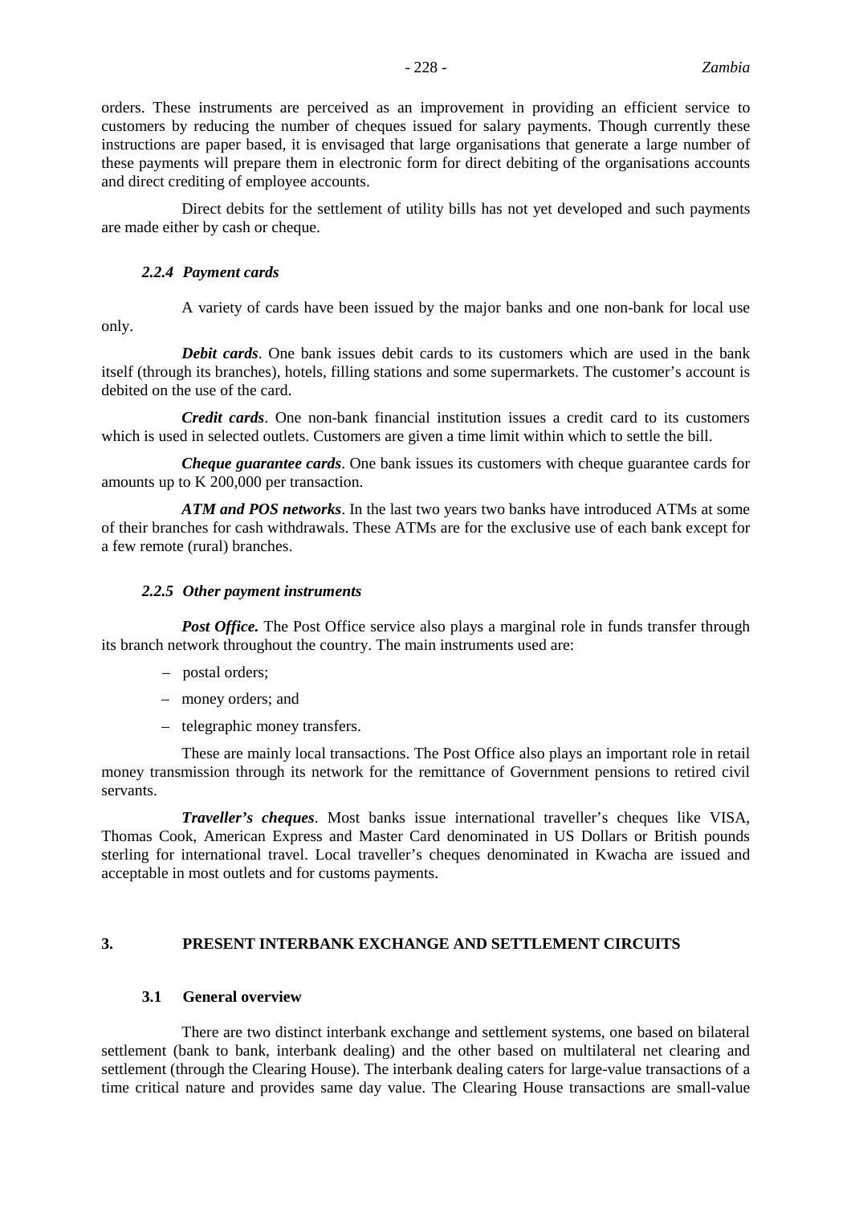orders. These instruments are perceived as an improvement in providing an efficient service to customers by reducing the number of cheques issued for salary payments. Though currently these instructions are paper based, it is envisaged that large organisations that generate a large number of these payments will prepare them in electronic form for direct debiting of the organisations accounts and direct crediting of employee accounts.

Direct debits for the settlement of utility bills has not yet developed and such payments are made either by cash or cheque.

#### *2.2.4 Payment cards*

A variety of cards have been issued by the major banks and one non-bank for local use only.

***Debit cards***. One bank issues debit cards to its customers which are used in the bank itself (through its branches), hotels, filling stations and some supermarkets. The customer's account is debited on the use of the card.

***Credit cards***. One non-bank financial institution issues a credit card to its customers which is used in selected outlets. Customers are given a time limit within which to settle the bill.

***Cheque guarantee cards***. One bank issues its customers with cheque guarantee cards for amounts up to K 200,000 per transaction.

***ATM and POS networks***. In the last two years two banks have introduced ATMs at some of their branches for cash withdrawals. These ATMs are for the exclusive use of each bank except for a few remote (rural) branches.

#### *2.2.5 Other payment instruments*

***Post Office.*** The Post Office service also plays a marginal role in funds transfer through its branch network throughout the country. The main instruments used are:

- postal orders;
- money orders; and
- telegraphic money transfers.

These are mainly local transactions. The Post Office also plays an important role in retail money transmission through its network for the remittance of Government pensions to retired civil servants.

***Traveller's cheques***. Most banks issue international traveller's cheques like VISA, Thomas Cook, American Express and Master Card denominated in US Dollars or British pounds sterling for international travel. Local traveller's cheques denominated in Kwacha are issued and acceptable in most outlets and for customs payments.

## 3. PRESENT INTERBANK EXCHANGE AND SETTLEMENT CIRCUITS

### 3.1 General overview

There are two distinct interbank exchange and settlement systems, one based on bilateral settlement (bank to bank, interbank dealing) and the other based on multilateral net clearing and settlement (through the Clearing House). The interbank dealing caters for large-value transactions of a time critical nature and provides same day value. The Clearing House transactions are small-value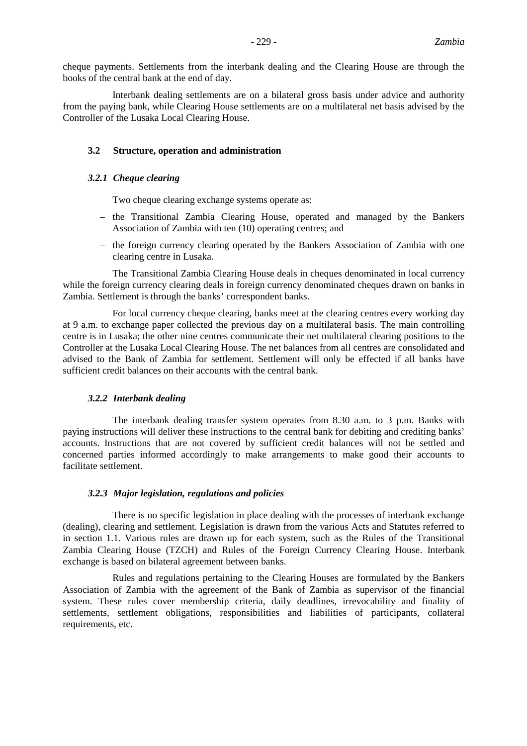cheque payments. Settlements from the interbank dealing and the Clearing House are through the books of the central bank at the end of day.

Interbank dealing settlements are on a bilateral gross basis under advice and authority from the paying bank, while Clearing House settlements are on a multilateral net basis advised by the Controller of the Lusaka Local Clearing House.

### 3.2 Structure, operation and administration

#### *3.2.1 Cheque clearing*

Two cheque clearing exchange systems operate as:

- the Transitional Zambia Clearing House, operated and managed by the Bankers Association of Zambia with ten (10) operating centres; and
- the foreign currency clearing operated by the Bankers Association of Zambia with one clearing centre in Lusaka.

The Transitional Zambia Clearing House deals in cheques denominated in local currency while the foreign currency clearing deals in foreign currency denominated cheques drawn on banks in Zambia. Settlement is through the banks' correspondent banks.

For local currency cheque clearing, banks meet at the clearing centres every working day at 9 a.m. to exchange paper collected the previous day on a multilateral basis. The main controlling centre is in Lusaka; the other nine centres communicate their net multilateral clearing positions to the Controller at the Lusaka Local Clearing House. The net balances from all centres are consolidated and advised to the Bank of Zambia for settlement. Settlement will only be effected if all banks have sufficient credit balances on their accounts with the central bank.

#### *3.2.2 Interbank dealing*

The interbank dealing transfer system operates from 8.30 a.m. to 3 p.m. Banks with paying instructions will deliver these instructions to the central bank for debiting and crediting banks' accounts. Instructions that are not covered by sufficient credit balances will not be settled and concerned parties informed accordingly to make arrangements to make good their accounts to facilitate settlement.

#### *3.2.3 Major legislation, regulations and policies*

There is no specific legislation in place dealing with the processes of interbank exchange (dealing), clearing and settlement. Legislation is drawn from the various Acts and Statutes referred to in section 1.1. Various rules are drawn up for each system, such as the Rules of the Transitional Zambia Clearing House (TZCH) and Rules of the Foreign Currency Clearing House. Interbank exchange is based on bilateral agreement between banks.

Rules and regulations pertaining to the Clearing Houses are formulated by the Bankers Association of Zambia with the agreement of the Bank of Zambia as supervisor of the financial system. These rules cover membership criteria, daily deadlines, irrevocability and finality of settlements, settlement obligations, responsibilities and liabilities of participants, collateral requirements, etc.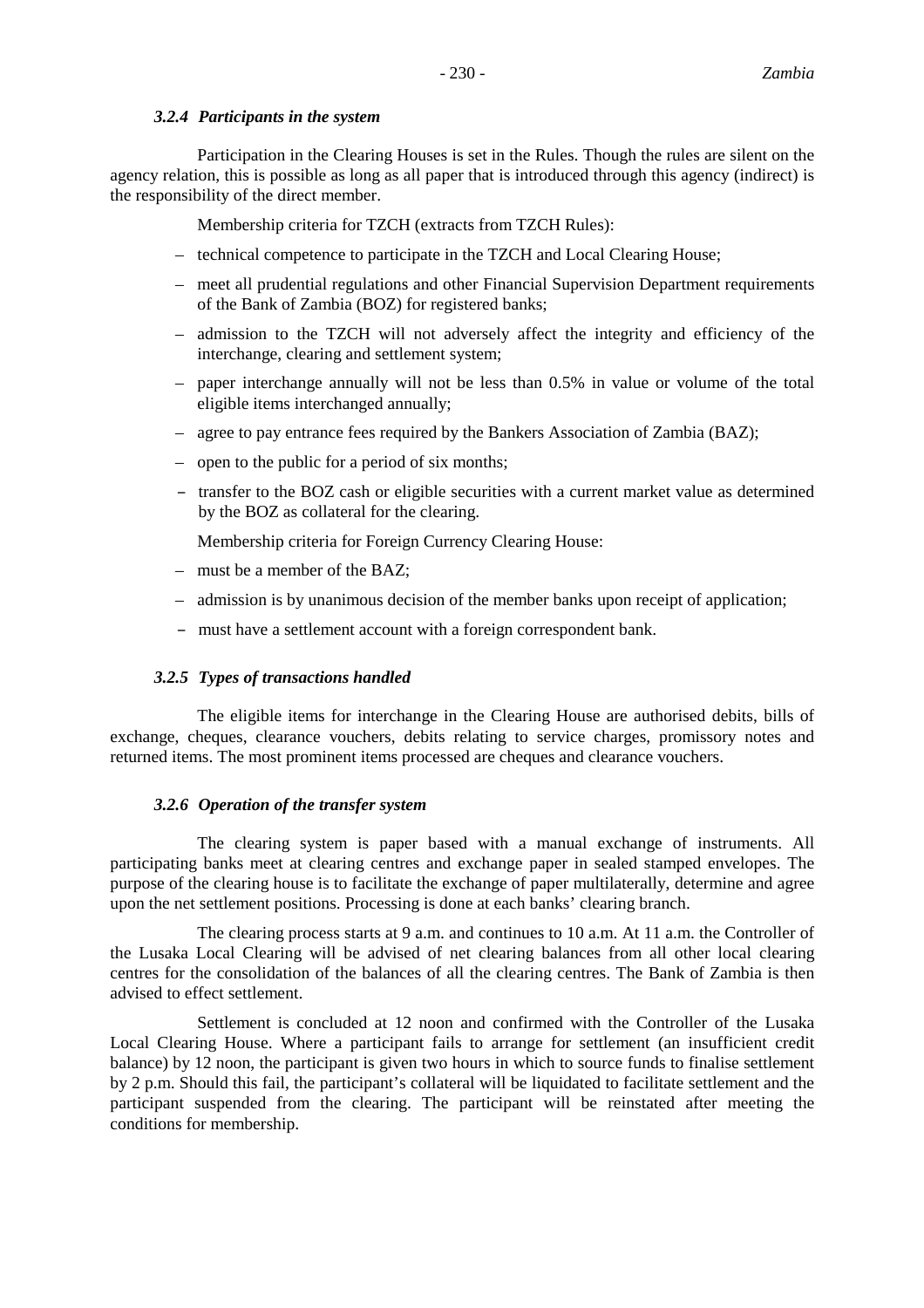### *3.2.4 Participants in the system*

Participation in the Clearing Houses is set in the Rules. Though the rules are silent on the agency relation, this is possible as long as all paper that is introduced through this agency (indirect) is the responsibility of the direct member.

Membership criteria for TZCH (extracts from TZCH Rules):

- technical competence to participate in the TZCH and Local Clearing House;
- meet all prudential regulations and other Financial Supervision Department requirements of the Bank of Zambia (BOZ) for registered banks;
- admission to the TZCH will not adversely affect the integrity and efficiency of the interchange, clearing and settlement system;
- paper interchange annually will not be less than 0.5% in value or volume of the total eligible items interchanged annually;
- agree to pay entrance fees required by the Bankers Association of Zambia (BAZ);
- open to the public for a period of six months;
- transfer to the BOZ cash or eligible securities with a current market value as determined by the BOZ as collateral for the clearing.

Membership criteria for Foreign Currency Clearing House:

- must be a member of the BAZ;
- admission is by unanimous decision of the member banks upon receipt of application;
- must have a settlement account with a foreign correspondent bank.

### *3.2.5 Types of transactions handled*

The eligible items for interchange in the Clearing House are authorised debits, bills of exchange, cheques, clearance vouchers, debits relating to service charges, promissory notes and returned items. The most prominent items processed are cheques and clearance vouchers.

### *3.2.6 Operation of the transfer system*

The clearing system is paper based with a manual exchange of instruments. All participating banks meet at clearing centres and exchange paper in sealed stamped envelopes. The purpose of the clearing house is to facilitate the exchange of paper multilaterally, determine and agree upon the net settlement positions. Processing is done at each banks' clearing branch.

The clearing process starts at 9 a.m. and continues to 10 a.m. At 11 a.m. the Controller of the Lusaka Local Clearing will be advised of net clearing balances from all other local clearing centres for the consolidation of the balances of all the clearing centres. The Bank of Zambia is then advised to effect settlement.

Settlement is concluded at 12 noon and confirmed with the Controller of the Lusaka Local Clearing House. Where a participant fails to arrange for settlement (an insufficient credit balance) by 12 noon, the participant is given two hours in which to source funds to finalise settlement by 2 p.m. Should this fail, the participant's collateral will be liquidated to facilitate settlement and the participant suspended from the clearing. The participant will be reinstated after meeting the conditions for membership.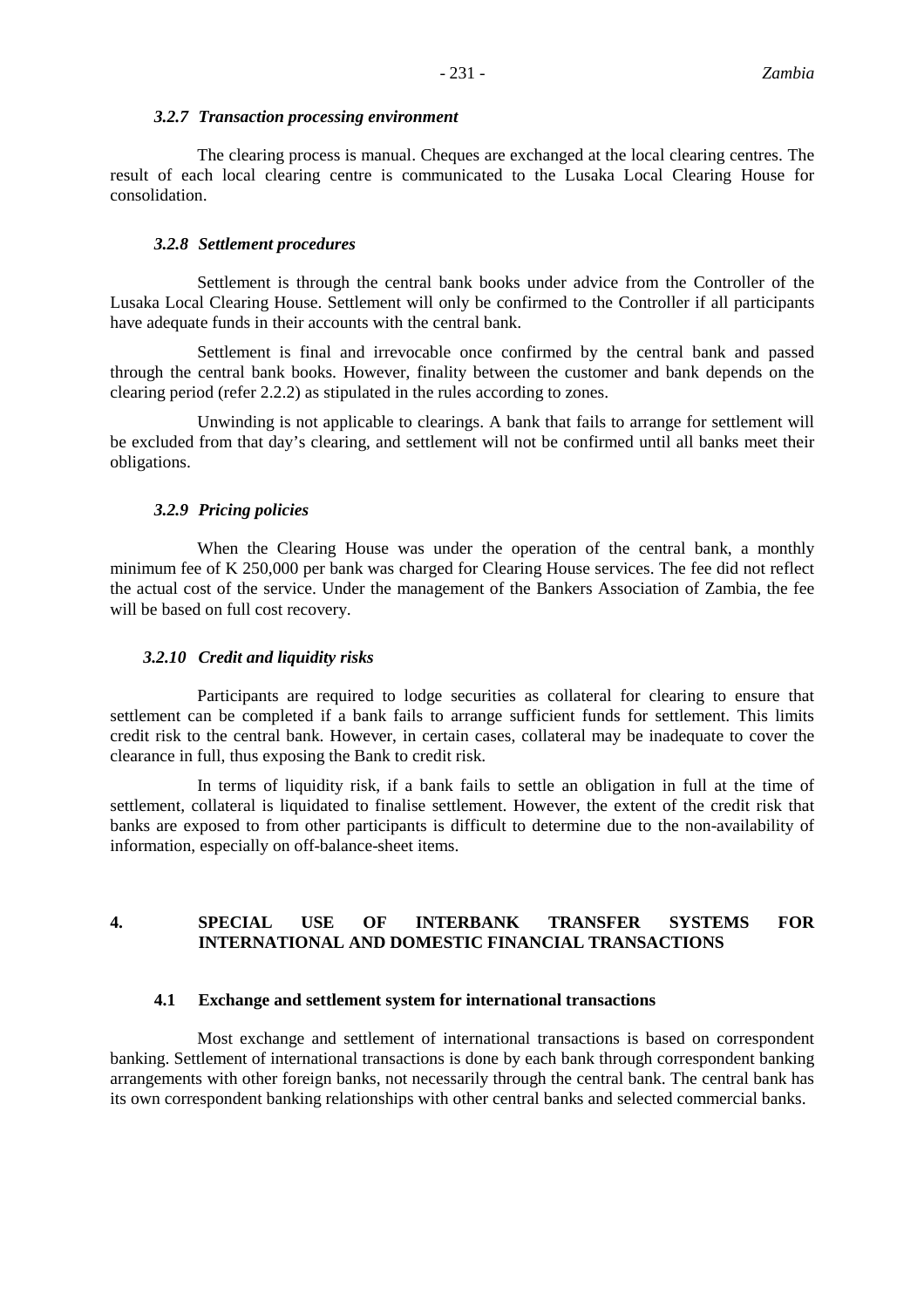#### *3.2.7 Transaction processing environment*

The clearing process is manual. Cheques are exchanged at the local clearing centres. The result of each local clearing centre is communicated to the Lusaka Local Clearing House for consolidation.

#### *3.2.8 Settlement procedures*

Settlement is through the central bank books under advice from the Controller of the Lusaka Local Clearing House. Settlement will only be confirmed to the Controller if all participants have adequate funds in their accounts with the central bank.

Settlement is final and irrevocable once confirmed by the central bank and passed through the central bank books. However, finality between the customer and bank depends on the clearing period (refer 2.2.2) as stipulated in the rules according to zones.

Unwinding is not applicable to clearings. A bank that fails to arrange for settlement will be excluded from that day's clearing, and settlement will not be confirmed until all banks meet their obligations.

#### *3.2.9 Pricing policies*

When the Clearing House was under the operation of the central bank, a monthly minimum fee of K 250,000 per bank was charged for Clearing House services. The fee did not reflect the actual cost of the service. Under the management of the Bankers Association of Zambia, the fee will be based on full cost recovery.

#### *3.2.10 Credit and liquidity risks*

Participants are required to lodge securities as collateral for clearing to ensure that settlement can be completed if a bank fails to arrange sufficient funds for settlement. This limits credit risk to the central bank. However, in certain cases, collateral may be inadequate to cover the clearance in full, thus exposing the Bank to credit risk.

In terms of liquidity risk, if a bank fails to settle an obligation in full at the time of settlement, collateral is liquidated to finalise settlement. However, the extent of the credit risk that banks are exposed to from other participants is difficult to determine due to the non-availability of information, especially on off-balance-sheet items.

## 4. SPECIAL USE OF INTERBANK TRANSFER SYSTEMS FOR INTERNATIONAL AND DOMESTIC FINANCIAL TRANSACTIONS

### 4.1 Exchange and settlement system for international transactions

Most exchange and settlement of international transactions is based on correspondent banking. Settlement of international transactions is done by each bank through correspondent banking arrangements with other foreign banks, not necessarily through the central bank. The central bank has its own correspondent banking relationships with other central banks and selected commercial banks.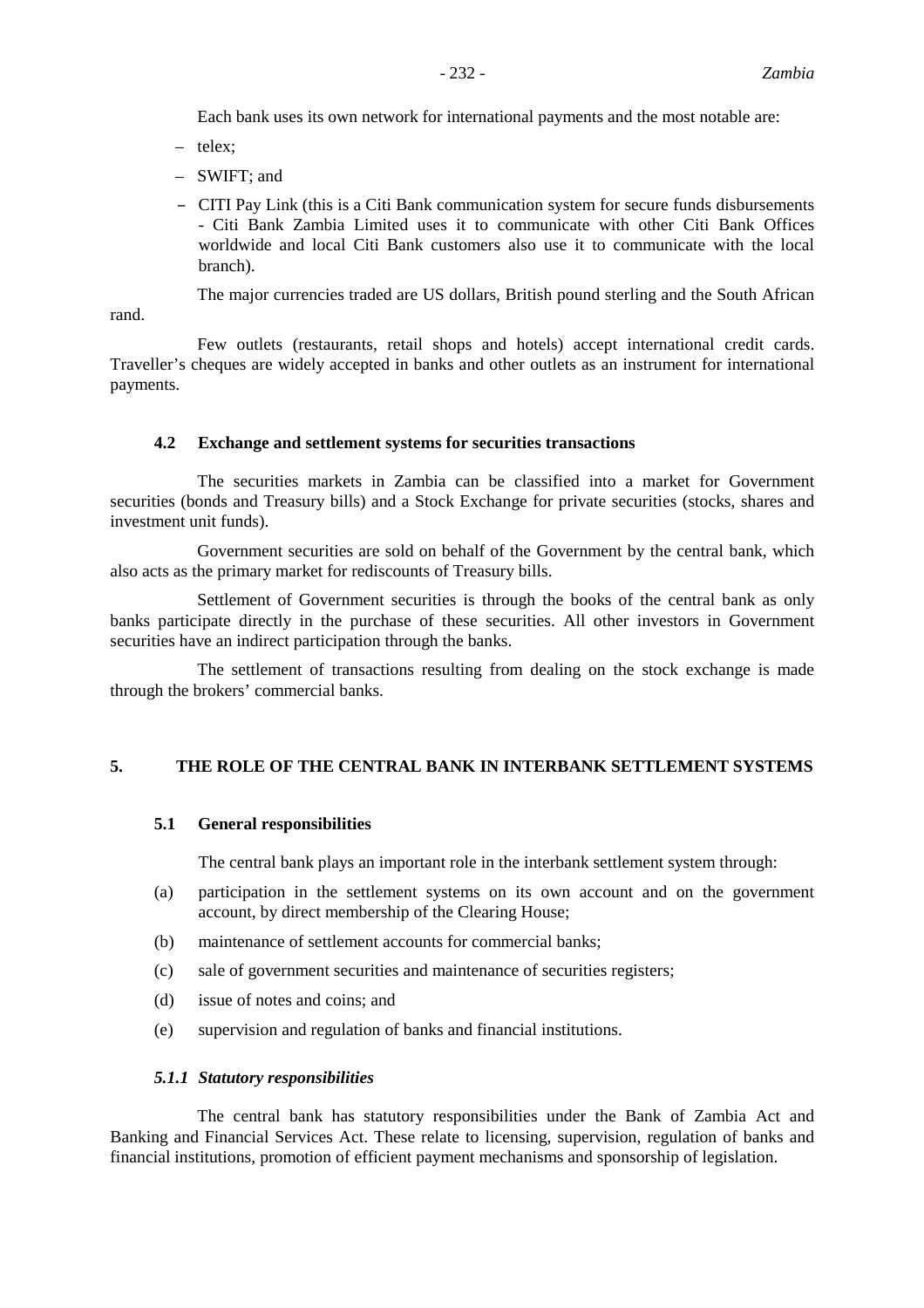Each bank uses its own network for international payments and the most notable are:

- telex;
- SWIFT; and
- CITI Pay Link (this is a Citi Bank communication system for secure funds disbursements - Citi Bank Zambia Limited uses it to communicate with other Citi Bank Offices worldwide and local Citi Bank customers also use it to communicate with the local branch).

The major currencies traded are US dollars, British pound sterling and the South African rand.

Few outlets (restaurants, retail shops and hotels) accept international credit cards. Traveller's cheques are widely accepted in banks and other outlets as an instrument for international payments.

### 4.2 Exchange and settlement systems for securities transactions

The securities markets in Zambia can be classified into a market for Government securities (bonds and Treasury bills) and a Stock Exchange for private securities (stocks, shares and investment unit funds).

Government securities are sold on behalf of the Government by the central bank, which also acts as the primary market for rediscounts of Treasury bills.

Settlement of Government securities is through the books of the central bank as only banks participate directly in the purchase of these securities. All other investors in Government securities have an indirect participation through the banks.

The settlement of transactions resulting from dealing on the stock exchange is made through the brokers' commercial banks.

## 5. THE ROLE OF THE CENTRAL BANK IN INTERBANK SETTLEMENT SYSTEMS

### 5.1 General responsibilities

The central bank plays an important role in the interbank settlement system through:

(a) participation in the settlement systems on its own account and on the government account, by direct membership of the Clearing House;

(b) maintenance of settlement accounts for commercial banks;

(c) sale of government securities and maintenance of securities registers;

(d) issue of notes and coins; and

(e) supervision and regulation of banks and financial institutions.

#### *5.1.1 Statutory responsibilities*

The central bank has statutory responsibilities under the Bank of Zambia Act and Banking and Financial Services Act. These relate to licensing, supervision, regulation of banks and financial institutions, promotion of efficient payment mechanisms and sponsorship of legislation.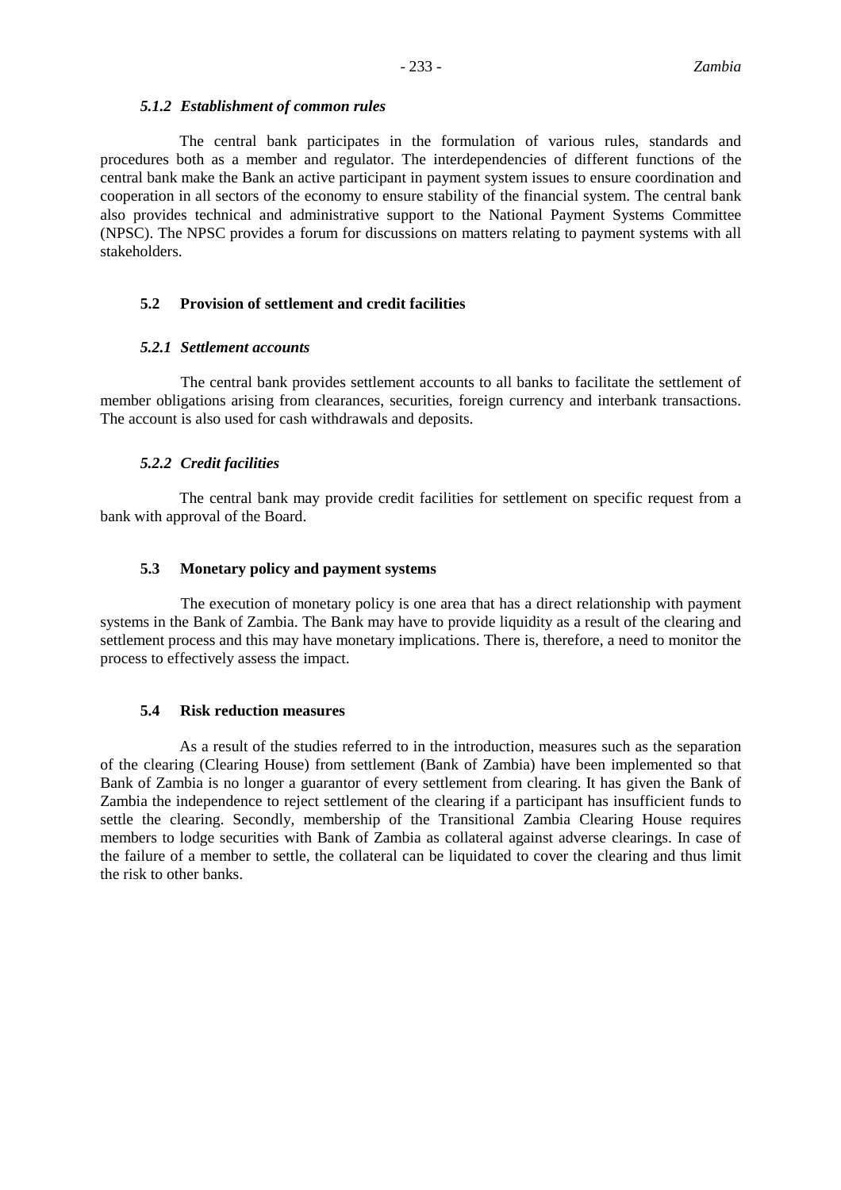#### *5.1.2 Establishment of common rules*

The central bank participates in the formulation of various rules, standards and procedures both as a member and regulator. The interdependencies of different functions of the central bank make the Bank an active participant in payment system issues to ensure coordination and cooperation in all sectors of the economy to ensure stability of the financial system. The central bank also provides technical and administrative support to the National Payment Systems Committee (NPSC). The NPSC provides a forum for discussions on matters relating to payment systems with all stakeholders.

### 5.2 Provision of settlement and credit facilities

#### *5.2.1 Settlement accounts*

The central bank provides settlement accounts to all banks to facilitate the settlement of member obligations arising from clearances, securities, foreign currency and interbank transactions. The account is also used for cash withdrawals and deposits.

#### *5.2.2 Credit facilities*

The central bank may provide credit facilities for settlement on specific request from a bank with approval of the Board.

### 5.3 Monetary policy and payment systems

The execution of monetary policy is one area that has a direct relationship with payment systems in the Bank of Zambia. The Bank may have to provide liquidity as a result of the clearing and settlement process and this may have monetary implications. There is, therefore, a need to monitor the process to effectively assess the impact.

### 5.4 Risk reduction measures

As a result of the studies referred to in the introduction, measures such as the separation of the clearing (Clearing House) from settlement (Bank of Zambia) have been implemented so that Bank of Zambia is no longer a guarantor of every settlement from clearing. It has given the Bank of Zambia the independence to reject settlement of the clearing if a participant has insufficient funds to settle the clearing. Secondly, membership of the Transitional Zambia Clearing House requires members to lodge securities with Bank of Zambia as collateral against adverse clearings. In case of the failure of a member to settle, the collateral can be liquidated to cover the clearing and thus limit the risk to other banks.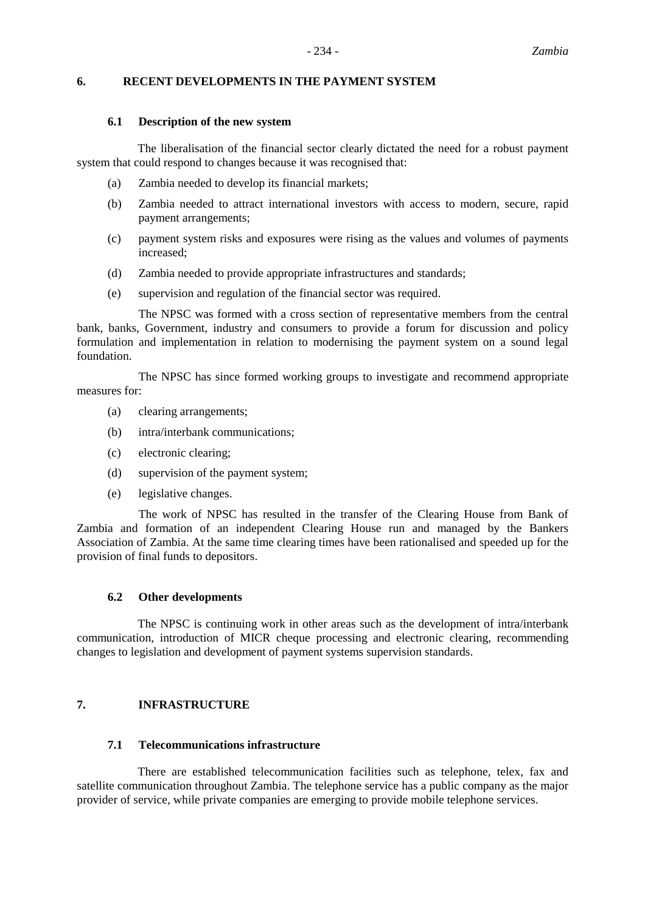## 6. RECENT DEVELOPMENTS IN THE PAYMENT SYSTEM

### 6.1 Description of the new system

The liberalisation of the financial sector clearly dictated the need for a robust payment system that could respond to changes because it was recognised that:

(a) Zambia needed to develop its financial markets;

(b) Zambia needed to attract international investors with access to modern, secure, rapid payment arrangements;

(c) payment system risks and exposures were rising as the values and volumes of payments increased;

(d) Zambia needed to provide appropriate infrastructures and standards;

(e) supervision and regulation of the financial sector was required.

The NPSC was formed with a cross section of representative members from the central bank, banks, Government, industry and consumers to provide a forum for discussion and policy formulation and implementation in relation to modernising the payment system on a sound legal foundation.

The NPSC has since formed working groups to investigate and recommend appropriate measures for:

(a) clearing arrangements;

(b) intra/interbank communications;

(c) electronic clearing;

(d) supervision of the payment system;

(e) legislative changes.

The work of NPSC has resulted in the transfer of the Clearing House from Bank of Zambia and formation of an independent Clearing House run and managed by the Bankers Association of Zambia. At the same time clearing times have been rationalised and speeded up for the provision of final funds to depositors.

### 6.2 Other developments

The NPSC is continuing work in other areas such as the development of intra/interbank communication, introduction of MICR cheque processing and electronic clearing, recommending changes to legislation and development of payment systems supervision standards.

## 7. INFRASTRUCTURE

### 7.1 Telecommunications infrastructure

There are established telecommunication facilities such as telephone, telex, fax and satellite communication throughout Zambia. The telephone service has a public company as the major provider of service, while private companies are emerging to provide mobile telephone services.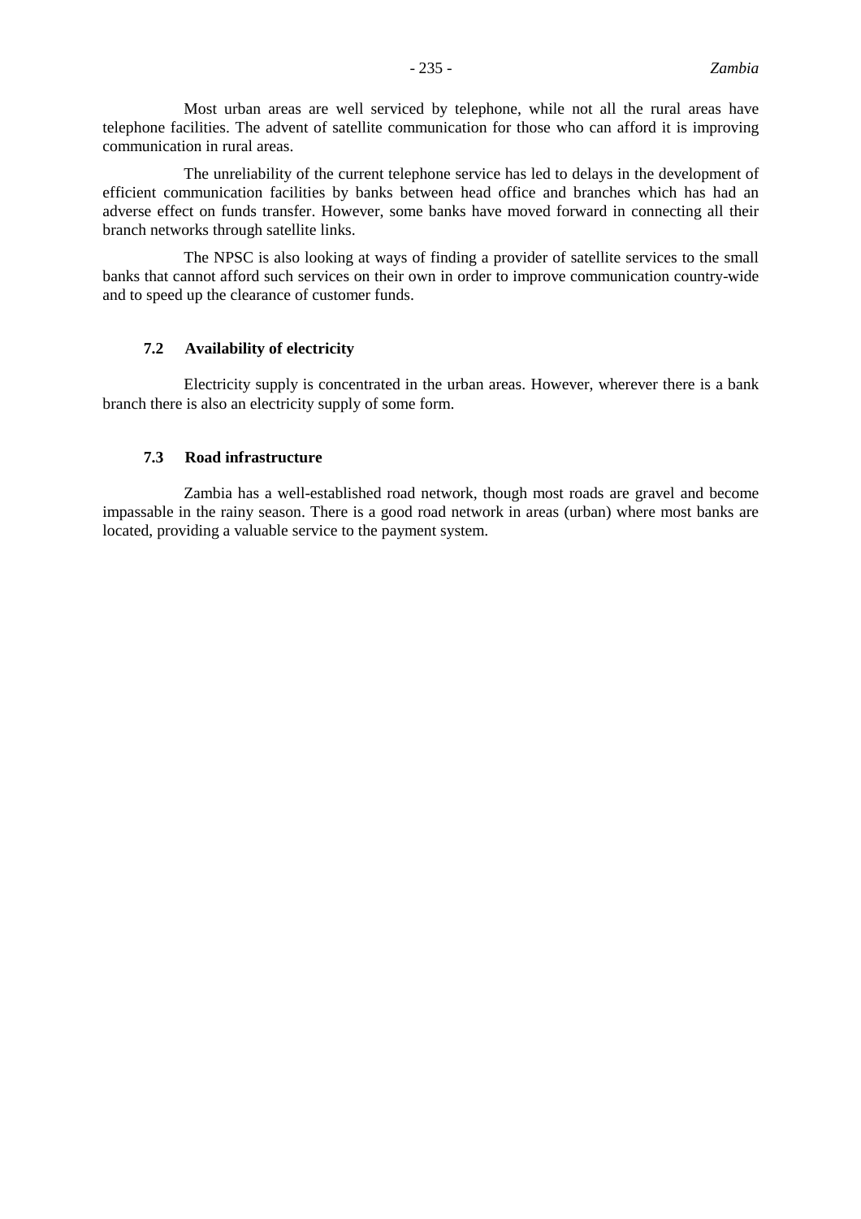Most urban areas are well serviced by telephone, while not all the rural areas have telephone facilities. The advent of satellite communication for those who can afford it is improving communication in rural areas.

The unreliability of the current telephone service has led to delays in the development of efficient communication facilities by banks between head office and branches which has had an adverse effect on funds transfer. However, some banks have moved forward in connecting all their branch networks through satellite links.

The NPSC is also looking at ways of finding a provider of satellite services to the small banks that cannot afford such services on their own in order to improve communication country-wide and to speed up the clearance of customer funds.

### 7.2 Availability of electricity

Electricity supply is concentrated in the urban areas. However, wherever there is a bank branch there is also an electricity supply of some form.

### 7.3 Road infrastructure

Zambia has a well-established road network, though most roads are gravel and become impassable in the rainy season. There is a good road network in areas (urban) where most banks are located, providing a valuable service to the payment system.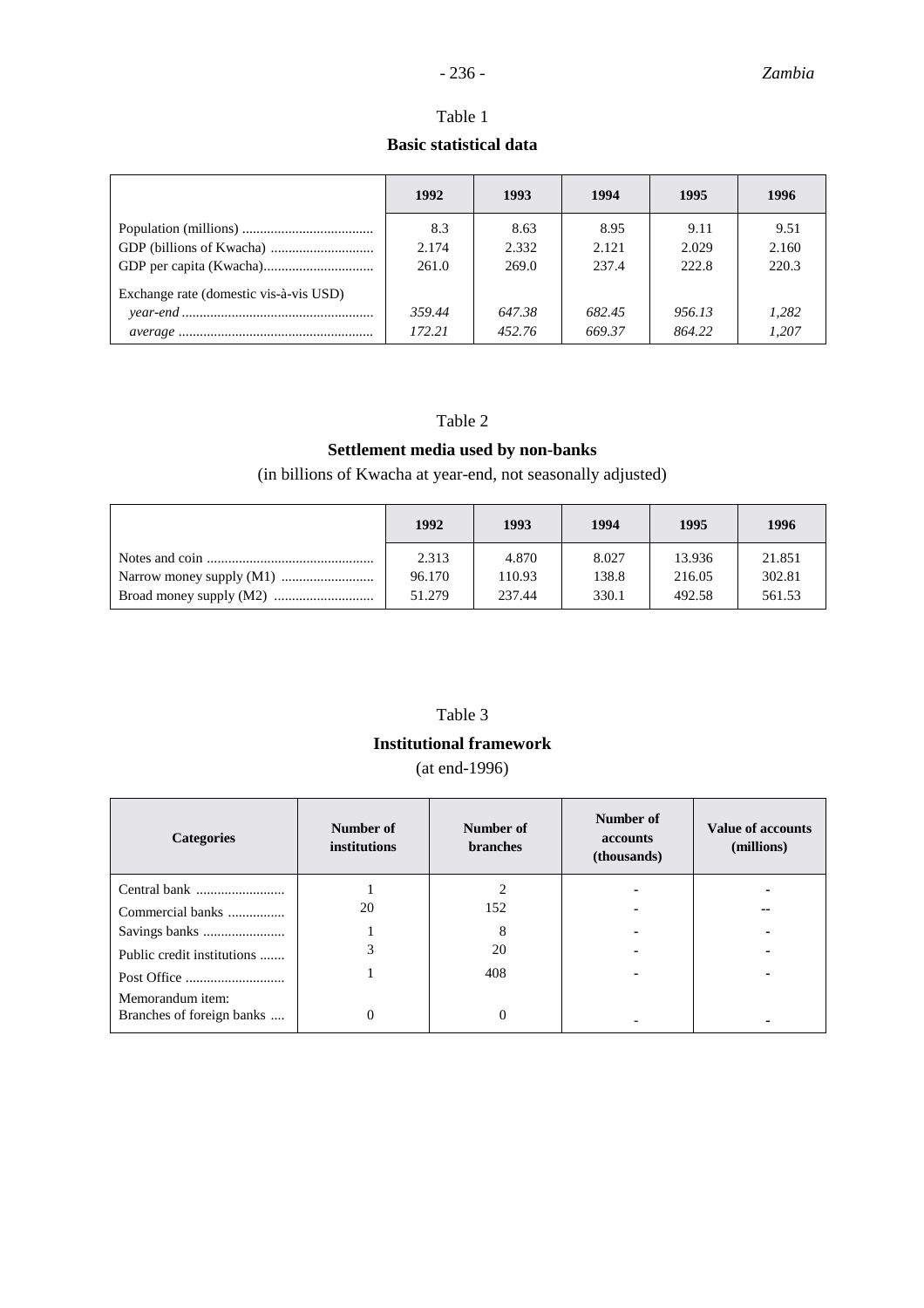Table 1

**Basic statistical data**

| | 1992 | 1993 | 1994 | 1995 | 1996 |
|---|---|---|---|---|---|
| Population (millions) | 8.3 | 8.63 | 8.95 | 9.11 | 9.51 |
| GDP (billions of Kwacha) | 2.174 | 2.332 | 2.121 | 2.029 | 2.160 |
| GDP per capita (Kwacha) | 261.0 | 269.0 | 237.4 | 222.8 | 220.3 |
| Exchange rate (domestic vis-à-vis USD) | | | | | |
| *year-end* | *359.44* | *647.38* | *682.45* | *956.13* | *1,282* |
| *average* | *172.21* | *452.76* | *669.37* | *864.22* | *1,207* |

Table 2

**Settlement media used by non-banks**

(in billions of Kwacha at year-end, not seasonally adjusted)

| | 1992 | 1993 | 1994 | 1995 | 1996 |
|---|---|---|---|---|---|
| Notes and coin | 2.313 | 4.870 | 8.027 | 13.936 | 21.851 |
| Narrow money supply (M1) | 96.170 | 110.93 | 138.8 | 216.05 | 302.81 |
| Broad money supply (M2) | 51.279 | 237.44 | 330.1 | 492.58 | 561.53 |

Table 3

**Institutional framework**

(at end-1996)

| Categories | Number of institutions | Number of branches | Number of accounts (thousands) | Value of accounts (millions) |
|---|---|---|---|---|
| Central bank | 1 | 2 | - | - |
| Commercial banks | 20 | 152 | - | -- |
| Savings banks | 1 | 8 | - | - |
| Public credit institutions | 3 | 20 | - | - |
| Post Office | 1 | 408 | - | - |
| Memorandum item: Branches of foreign banks | 0 | 0 | - | - |